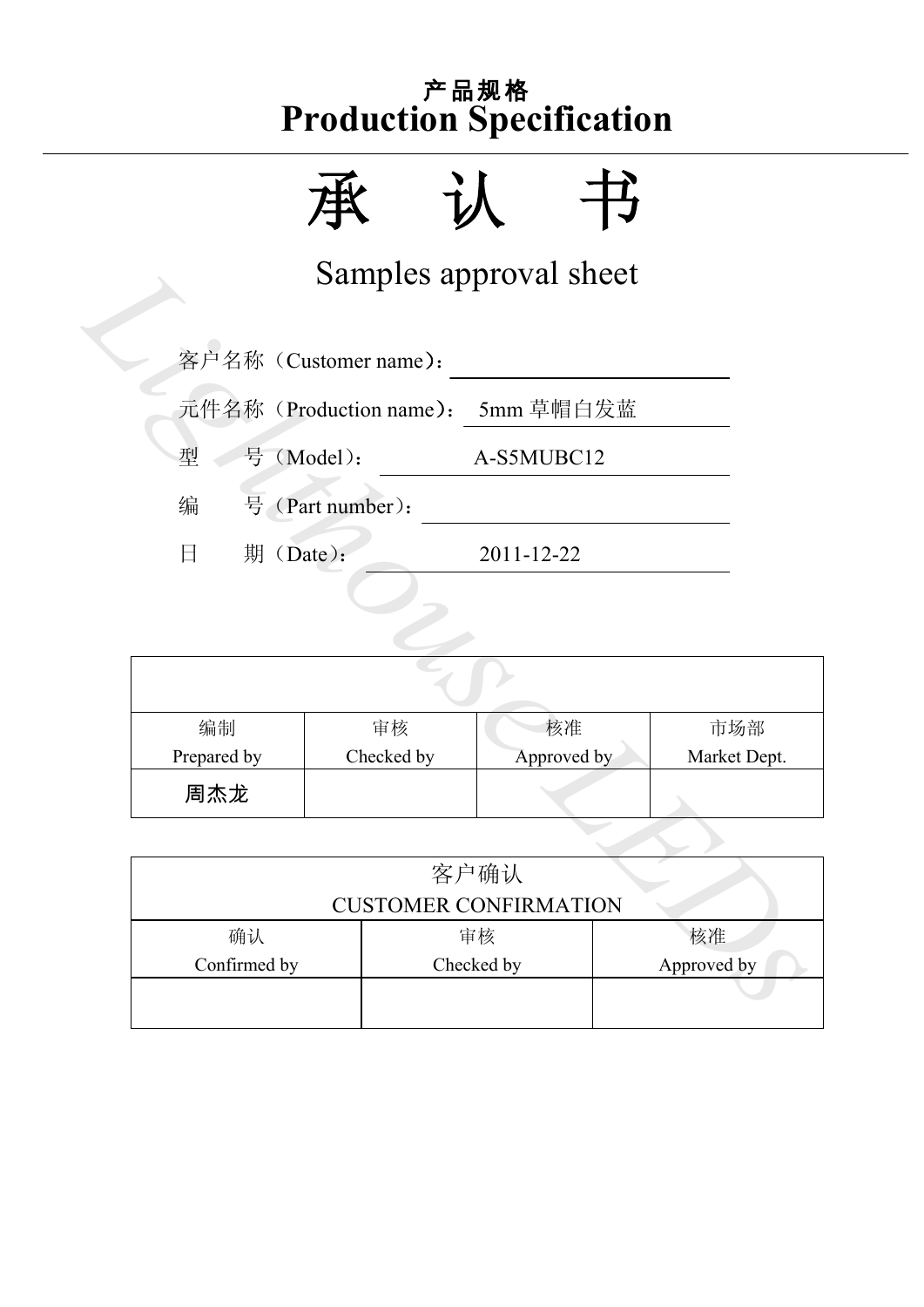# 产品规格
# Production Specification

# 承　认　书

## Samples approval sheet

客户名称（Customer name）：

元件名称（Production name）：　5mm 草帽白发蓝

型　　号（Model）：　A-S5MUBC12

编　　号（Part number）：

日　　期（Date）：　2011-12-22

| | | | |
|---|---|---|---|
| 编制<br>Prepared by | 审核<br>Checked by | 核准<br>Approved by | 市场部<br>Market Dept. |
| 周杰龙 | | | |

| 客户确认<br>CUSTOMER CONFIRMATION | | |
|---|---|---|
| 确认<br>Confirmed by | 审核<br>Checked by | 核准<br>Approved by |
| | | |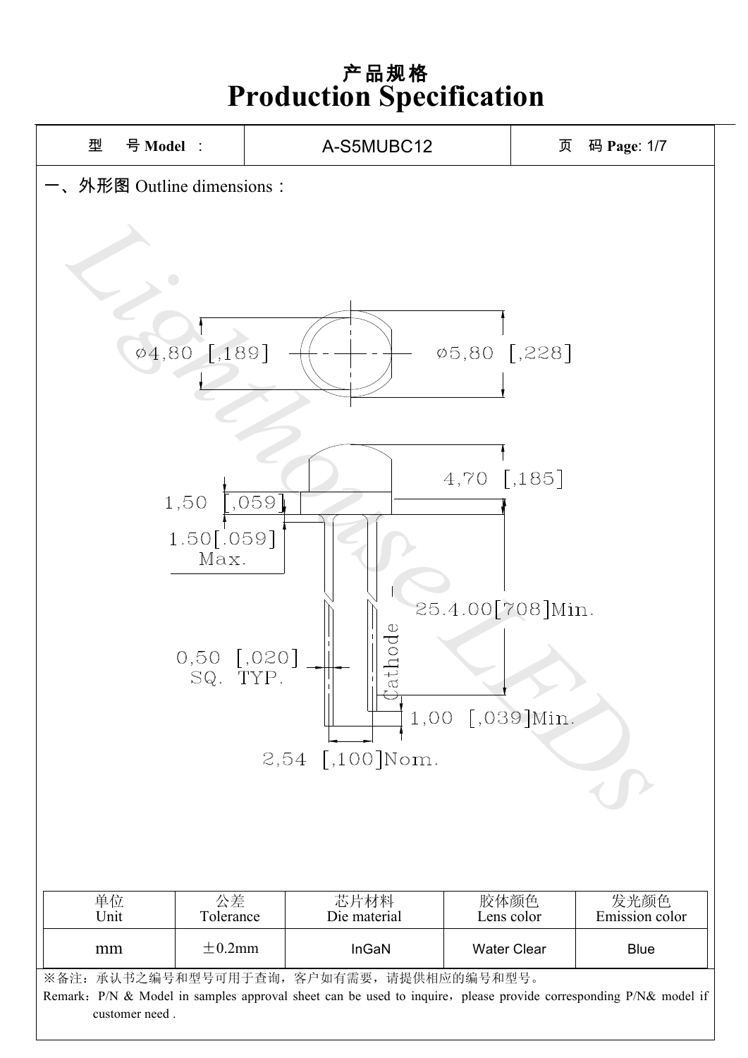# 产品规格
# Production Specification

| 型　号 Model ： | A-S5MUBC12 | 页　码 Page: 1/7 |
|---|---|---|

## 一、外形图 Outline dimensions：

ø4,80 [,189]

ø5,80 [,228]

4,70 [,185]

1,50 [,059]

1.50[.059] Max.

25.4.00[708]Min.

0,50 [,020] SQ. TYP.

Cathode

1,00 [,039]Min.

2,54 [,100]Nom.

| 单位 Unit | 公差 Tolerance | 芯片材料 Die material | 胶体颜色 Lens color | 发光颜色 Emission color |
|---|---|---|---|---|
| mm | ±0.2mm | InGaN | Water Clear | Blue |

※备注：承认书之编号和型号可用于查询，客户如有需要，请提供相应的编号和型号。

Remark：P/N & Model in samples approval sheet can be used to inquire，please provide corresponding P/N& model if customer need .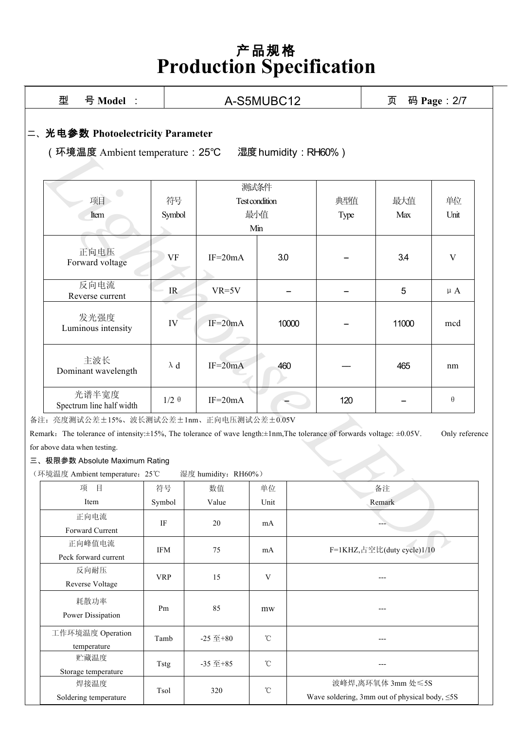# 产品规格
# Production Specification

| 型　号 Model ： | A-S5MUBC12 | 页　码 Page：2/7 |
|---|---|---|

## 二、光电参数 Photoelectricity Parameter

（环境温度 Ambient temperature：25℃　湿度 humidity：RH60%）

| 项目 Item | 符号 Symbol | 测试条件 Test condition | 最小值 Min | 典型值 Type | 最大值 Max | 单位 Unit |
|---|---|---|---|---|---|---|
| 正向电压 Forward voltage | VF | IF=20mA | 3.0 | – | 3.4 | V |
| 反向电流 Reverse current | IR | VR=5V | – | – | 5 | μA |
| 发光强度 Luminous intensity | IV | IF=20mA | 10000 | – | 11000 | mcd |
| 主波长 Dominant wavelength | λd | IF=20mA | 460 | — | 465 | nm |
| 光谱半宽度 Spectrum line half width | 1/2 θ | IF=20mA | – | 120 | – | θ |

备注：亮度测试公差±15%、波长测试公差±1nm、正向电压测试公差±0.05V

Remark：The tolerance of intensity:±15%, The tolerance of wave length:±1nm,The tolerance of forwards voltage: ±0.05V. Only reference for above data when testing.

## 三、极限参数 Absolute Maximum Rating

（环境温度 Ambient temperature：25℃　湿度 humidity：RH60%）

| 项　目 Item | 符号 Symbol | 数值 Value | 单位 Unit | 备注 Remark |
|---|---|---|---|---|
| 正向电流 Forward Current | IF | 20 | mA | --- |
| 正向峰值电流 Peck forward current | IFM | 75 | mA | F=1KHZ,占空比(duty cycle)1/10 |
| 反向耐压 Reverse Voltage | VRP | 15 | V | --- |
| 耗散功率 Power Dissipation | Pm | 85 | mw | --- |
| 工作环境温度 Operation temperature | Tamb | -25 至+80 | ℃ | --- |
| 贮藏温度 Storage temperature | Tstg | -35 至+85 | ℃ | --- |
| 焊接温度 Soldering temperature | Tsol | 320 | ℃ | 波峰焊,离环氧体 3mm 处≤5S Wave soldering, 3mm out of physical body, ≤5S |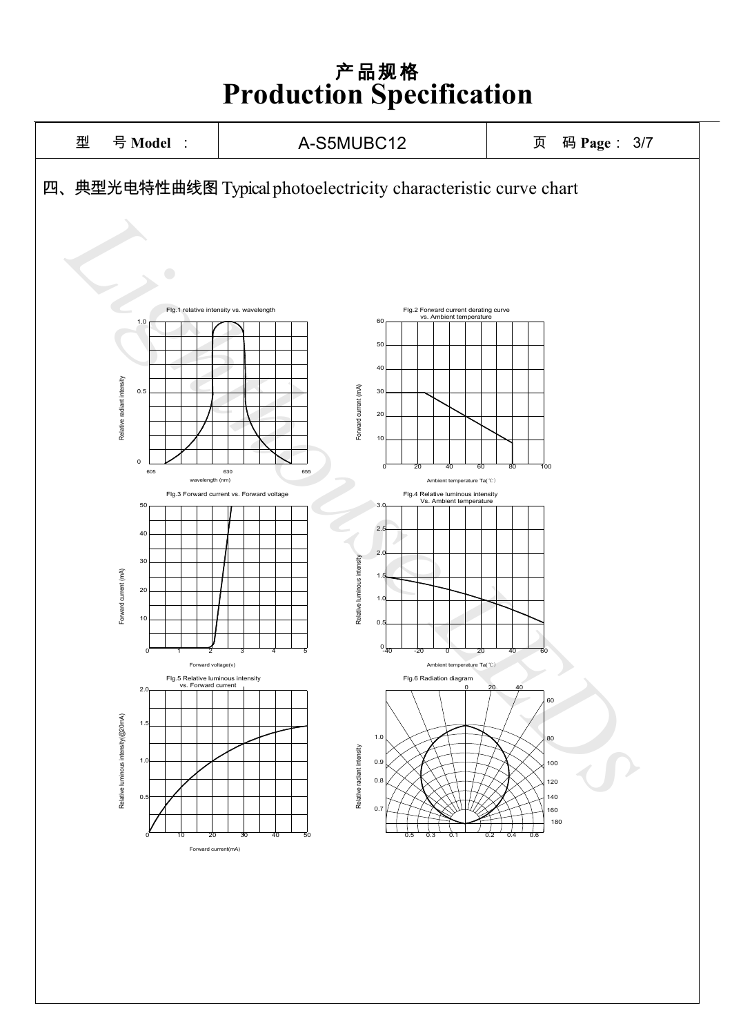# 产品规格
# Production Specification

| 型 号 Model : | A-S5MUBC12 | 页 码 Page : 3/7 |
| --- | --- | --- |

## 四、典型光电特性曲线图 Typical photoelectricity characteristic curve chart

Fig.1 relative intensity vs. wavelength

Fig.2 Forward current derating curve vs. Ambient temperature

Fig.3 Forward current vs. Forward voltage

Fig.4 Relative luminous intensity Vs. Ambient temperature

Fig.5 Relative luminous intensity vs. Forward current

Fig.6 Radiation diagram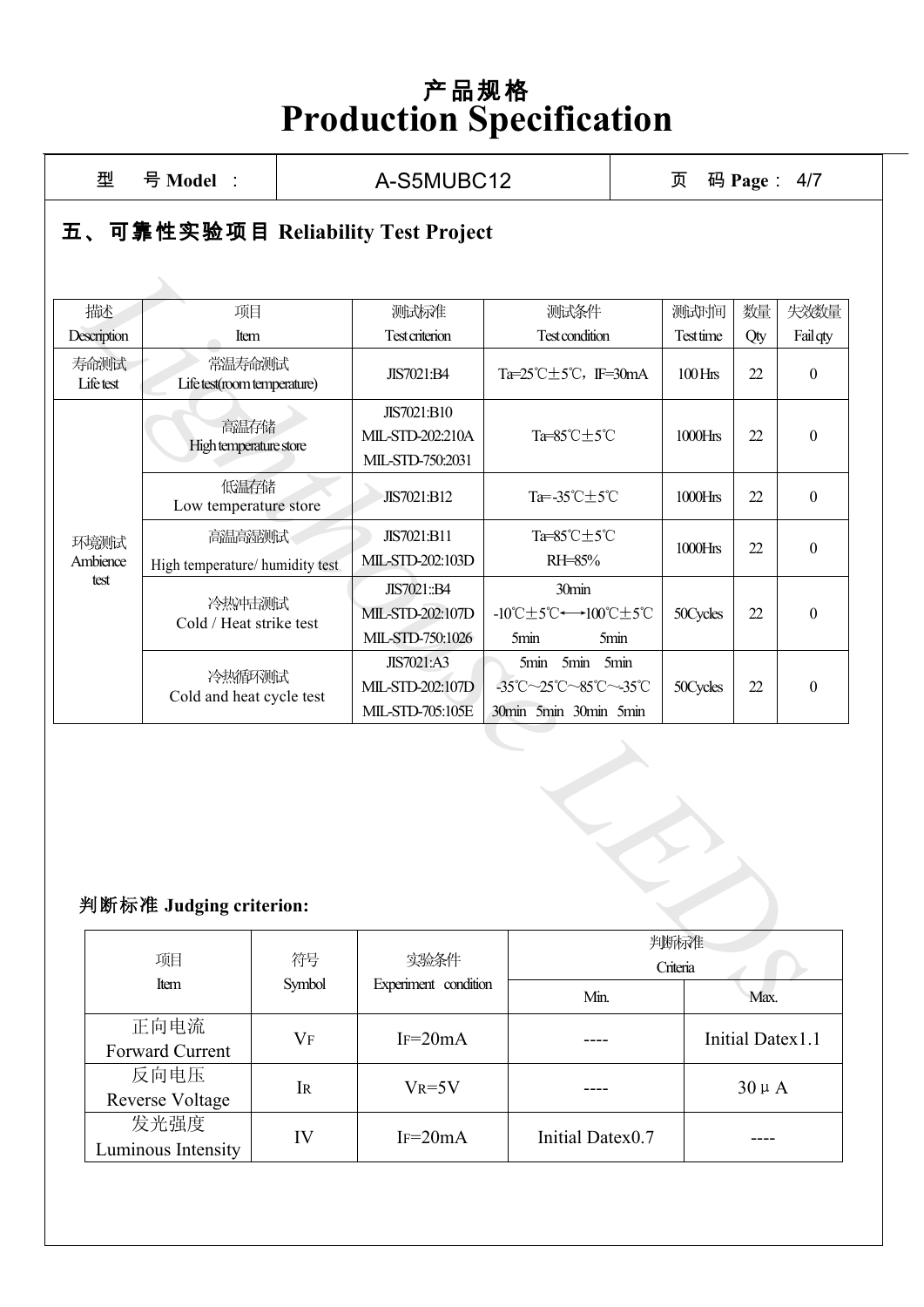# 产品规格
# Production Specification

| 型　号 Model ： | A-S5MUBC12 | 页　码 Page： 4/7 |
|---|---|---|

## 五、可靠性实验项目 Reliability Test Project

| 描述 Description | 项目 Item | 测试标准 Test criterion | 测试条件 Test condition | 测试时间 Test time | 数量 Qty | 失效数量 Fail qty |
|---|---|---|---|---|---|---|
| 寿命测试 Life test | 常温寿命测试 Life test(room temperature) | JIS7021:B4 | Ta=25℃±5℃，IF=30mA | 100 Hrs | 22 | 0 |
| 环境测试 Ambience test | 高温存储 High temperature store | JIS7021:B10 MIL-STD-202:210A MIL-STD-750:2031 | Ta=85℃±5℃ | 1000Hrs | 22 | 0 |
| | 低温存储 Low temperature store | JIS7021:B12 | Ta=-35℃±5℃ | 1000Hrs | 22 | 0 |
| | 高温高湿测试 High temperature/ humidity test | JIS7021:B11 MIL-STD-202:103D | Ta=85℃±5℃ RH=85% | 1000Hrs | 22 | 0 |
| | 冷热冲击测试 Cold / Heat strike test | JIS7021::B4 MIL-STD-202:107D MIL-STD-750:1026 | 30min -10℃±5℃⟷100℃±5℃ 5min 5min | 50Cycles | 22 | 0 |
| | 冷热循环测试 Cold and heat cycle test | JIS7021:A3 MIL-STD-202:107D MIL-STD-705:105E | 5min 5min 5min -35℃～25℃～85℃～-35℃ 30min 5min 30min 5min | 50Cycles | 22 | 0 |

**判断标准 Judging criterion:**

| 项目 Item | 符号 Symbol | 实验条件 Experiment condition | 判断标准 Criteria | |
|---|---|---|---|---|
| | | | Min. | Max. |
| 正向电流 Forward Current | $V_F$ | $I_F$=20mA | ---- | Initial Datex1.1 |
| 反向电压 Reverse Voltage | $I_R$ | $V_R$=5V | ---- | 30 μ A |
| 发光强度 Luminous Intensity | IV | $I_F$=20mA | Initial Datex0.7 | ---- |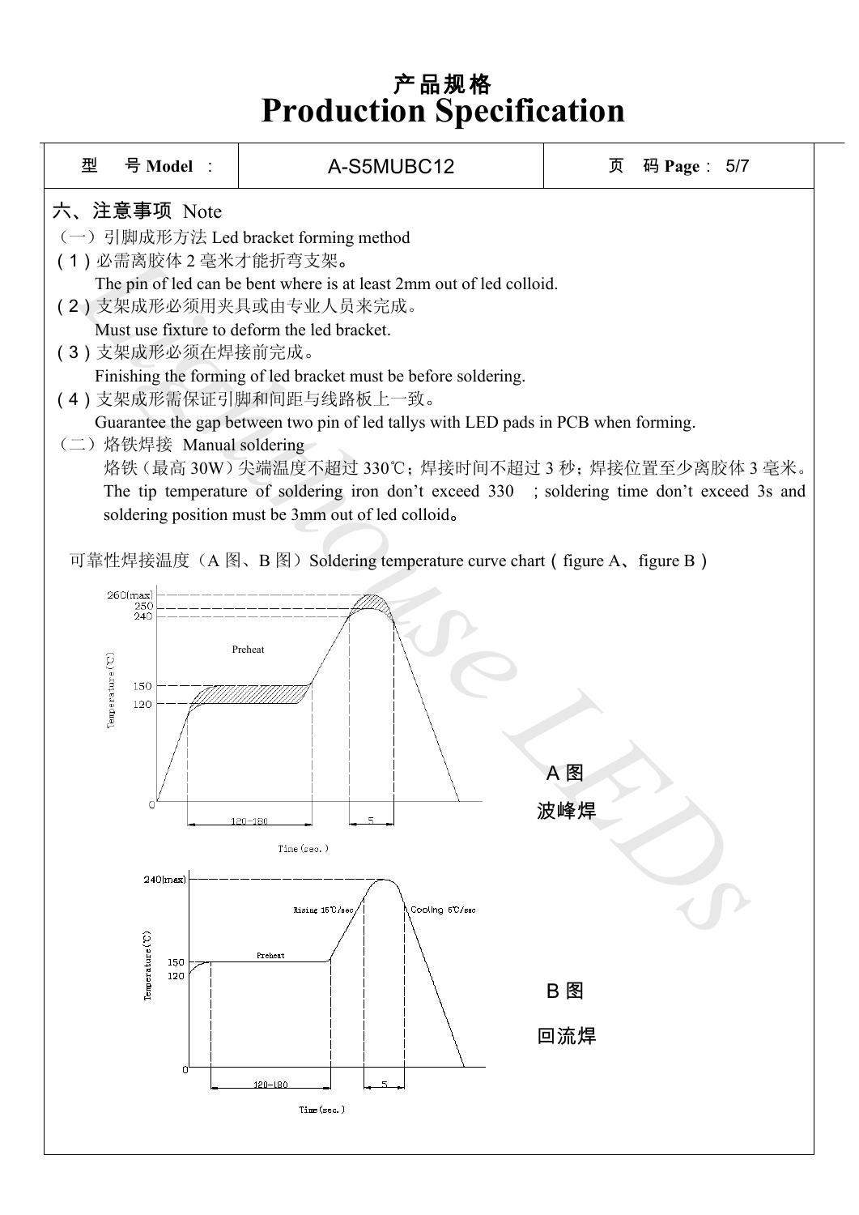# 产品规格
# Production Specification

| 型　号 Model ： | A-S5MUBC12 | 页　码 Page： 5/7 |
|---|---|---|

## 六、注意事项 Note

（一）引脚成形方法 Led bracket forming method

(1) 必需离胶体 2 毫米才能折弯支架。
The pin of led can be bent where is at least 2mm out of led colloid.

(2) 支架成形必须用夹具或由专业人员来完成。
Must use fixture to deform the led bracket.

(3) 支架成形必须在焊接前完成。
Finishing the forming of led bracket must be before soldering.

(4) 支架成形需保证引脚和间距与线路板上一致。
Guarantee the gap between two pin of led tallys with LED pads in PCB when forming.

（二）烙铁焊接 Manual soldering

烙铁（最高 30W）尖端温度不超过 330℃；焊接时间不超过 3 秒；焊接位置至少离胶体 3 毫米。
The tip temperature of soldering iron don't exceed 330 ; soldering time don't exceed 3s and soldering position must be 3mm out of led colloid。

可靠性焊接温度（A 图、B 图）Soldering temperature curve chart ( figure A、figure B )

A 图

波峰焊

B 图

回流焊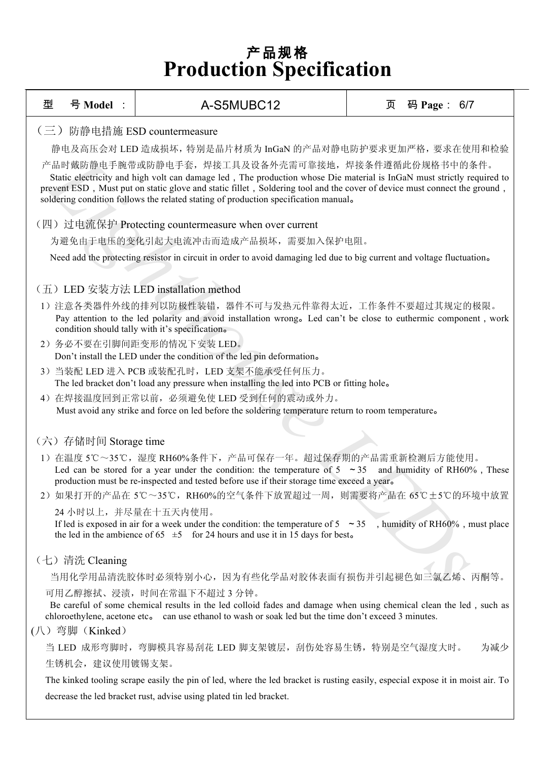# 产品规格
# Production Specification

| 型　号 Model ： | A-S5MUBC12 | 页　码 Page： 6/7 |
|---|---|---|

## （三）防静电措施 ESD countermeasure

静电及高压会对 LED 造成损坏，特别是晶片材质为 InGaN 的产品对静电防护要求更加严格，要求在使用和检验产品时戴防静电手腕带或防静电手套，焊接工具及设备外壳需可靠接地，焊接条件遵循此份规格书中的条件。

Static electricity and high volt can damage led，The production whose Die material is InGaN must strictly required to prevent ESD，Must put on static glove and static fillet，Soldering tool and the cover of device must connect the ground，soldering condition follows the related stating of production specification manual。

## （四）过电流保护 Protecting countermeasure when over current

为避免由于电压的变化引起大电流冲击而造成产品损坏，需要加入保护电阻。

Need add the protecting resistor in circuit in order to avoid damaging led due to big current and voltage fluctuation。

## （五）LED 安装方法 LED installation method

1）注意各类器件外线的排列以防极性装错，器件不可与发热元件靠得太近，工作条件不要超过其规定的极限。
   Pay attention to the led polarity and avoid installation wrong。Led can't be close to euthermic component，work condition should tally with it's specification。

2）务必不要在引脚间距变形的情况下安装 LED。
   Don't install the LED under the condition of the led pin deformation。

3）当装配 LED 进入 PCB 或装配孔时，LED 支架不能承受任何压力。
   The led bracket don't load any pressure when installing the led into PCB or fitting hole。

4）在焊接温度回到正常以前，必须避免使 LED 受到任何的震动或外力。
   Must avoid any strike and force on led before the soldering temperature return to room temperature。

## （六）存储时间 Storage time

1）在温度 5℃～35℃，湿度 RH60%条件下，产品可保存一年。超过保存期的产品需重新检测后方能使用。
   Led can be stored for a year under the condition: the temperature of 5 ～35 and humidity of RH60%，These production must be re-inspected and tested before use if their storage time exceed a year。

2）如果打开的产品在 5℃～35℃，RH60%的空气条件下放置超过一周，则需要将产品在 65℃±5℃的环境中放置 24 小时以上，并尽量在十五天内使用。
   If led is exposed in air for a week under the condition: the temperature of 5 ～35 ，humidity of RH60%，must place the led in the ambience of 65 ±5 for 24 hours and use it in 15 days for best。

## （七）清洗 Cleaning

当用化学用品清洗胶体时必须特别小心，因为有些化学品对胶体表面有损伤并引起褪色如三氯乙烯、丙酮等。可用乙醇擦拭、浸渍，时间在常温下不超过 3 分钟。

Be careful of some chemical results in the led colloid fades and damage when using chemical clean the led，such as chloroethylene, acetone etc。 can use ethanol to wash or soak led but the time don't exceed 3 minutes.

## (八）弯脚（Kinked）

当 LED 成形弯脚时，弯脚模具容易刮花 LED 脚支架镀层，刮伤处容易生锈，特别是空气湿度大时。 为减少生锈机会，建议使用镀锡支架。

The kinked tooling scrape easily the pin of led, where the led bracket is rusting easily, especial expose it in moist air. To decrease the led bracket rust, advise using plated tin led bracket.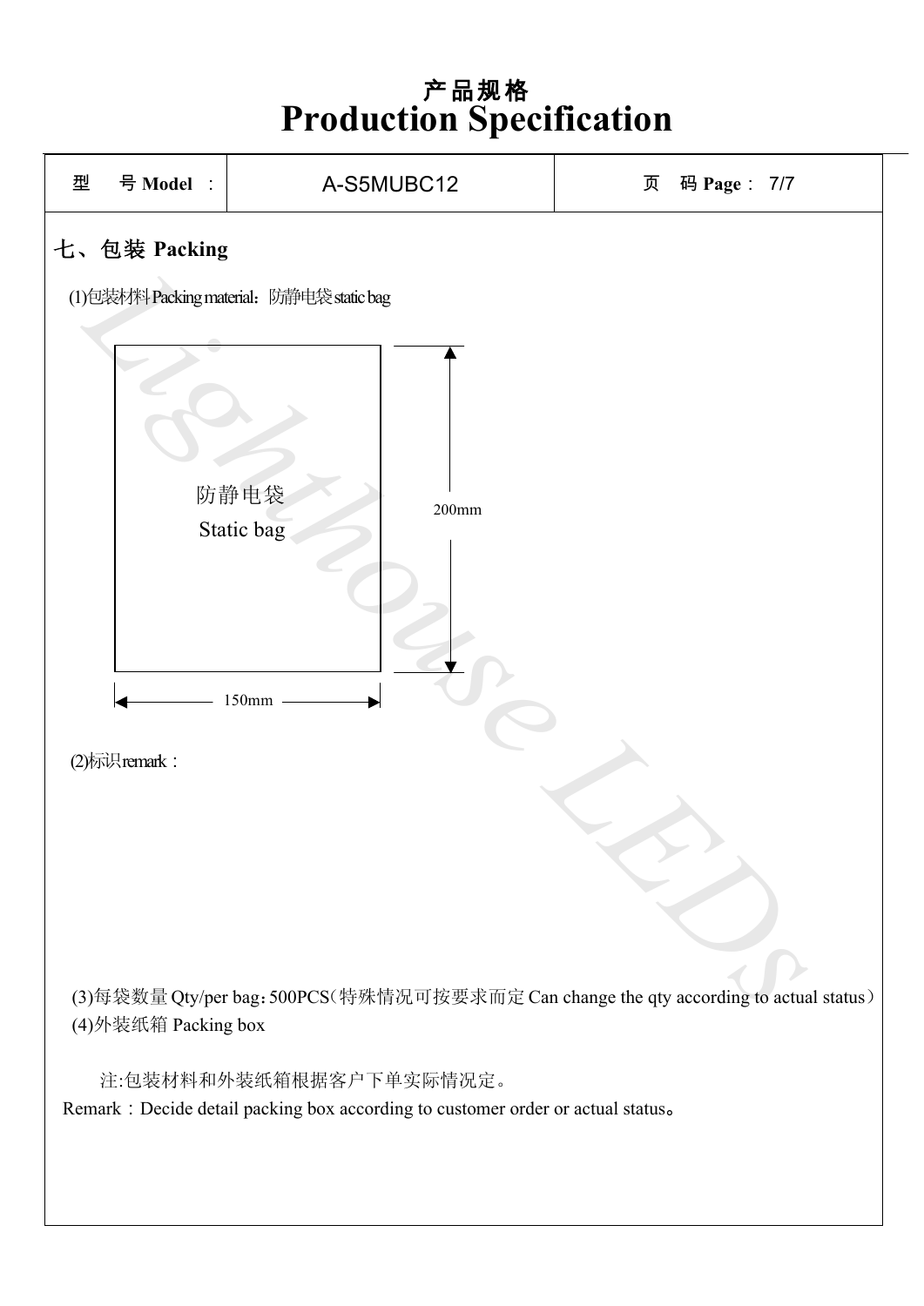# 产品规格
# Production Specification

| 型　号 Model ： | A-S5MUBC12 | 页　码 Page： 7/7 |
| --- | --- | --- |

## 七、包装 Packing

(1)包装材料Packing material：防静电袋static bag

防静电袋
Static bag

200mm

150mm

(2)标识remark：

(3)每袋数量 Qty/per bag：500PCS（特殊情况可按要求而定 Can change the qty according to actual status）

(4)外装纸箱 Packing box

注:包装材料和外装纸箱根据客户下单实际情况定。

Remark：Decide detail packing box according to customer order or actual status。